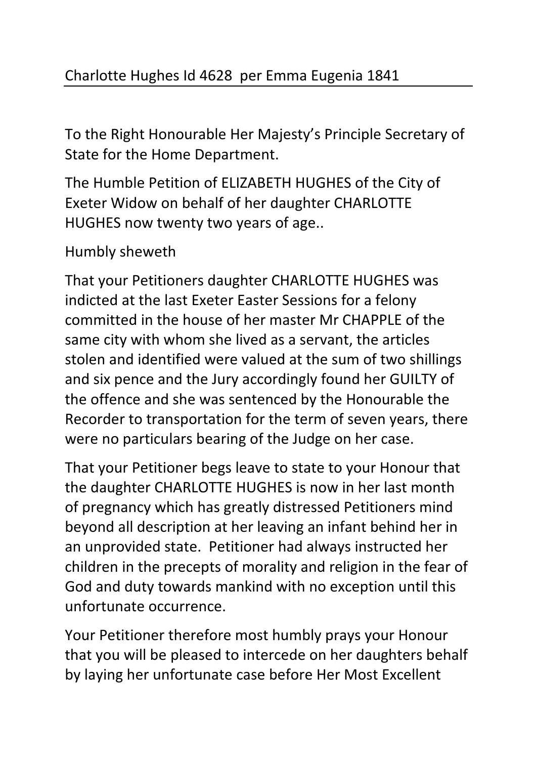Charlotte Hughes Id 4628 per Emma Eugenia 1841

To the Right Honourable Her Majesty's Principle Secretary of State for the Home Department.

The Humble Petition of ELIZABETH HUGHES of the City of Exeter Widow on behalf of her daughter CHARLOTTE HUGHES now twenty two years of age..

Humbly sheweth

That your Petitioners daughter CHARLOTTE HUGHES was indicted at the last Exeter Easter Sessions for a felony committed in the house of her master Mr CHAPPLE of the same city with whom she lived as a servant, the articles stolen and identified were valued at the sum of two shillings and six pence and the Jury accordingly found her GUILTY of the offence and she was sentenced by the Honourable the Recorder to transportation for the term of seven years, there were no particulars bearing of the Judge on her case.

That your Petitioner begs leave to state to your Honour that the daughter CHARLOTTE HUGHES is now in her last month of pregnancy which has greatly distressed Petitioners mind beyond all description at her leaving an infant behind her in an unprovided state. Petitioner had always instructed her children in the precepts of morality and religion in the fear of God and duty towards mankind with no exception until this unfortunate occurrence.

Your Petitioner therefore most humbly prays your Honour that you will be pleased to intercede on her daughters behalf by laying her unfortunate case before Her Most Excellent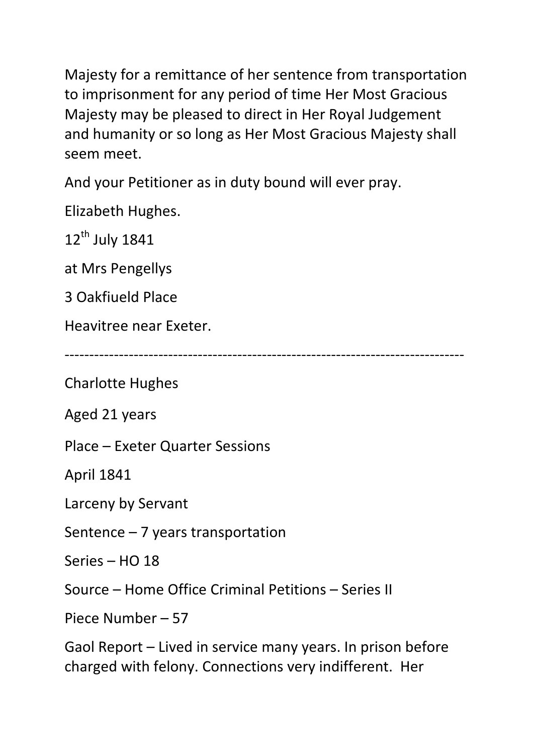Majesty for a remittance of her sentence from transportation to imprisonment for any period of time Her Most Gracious Majesty may be pleased to direct in Her Royal Judgement and humanity or so long as Her Most Gracious Majesty shall seem meet.

And your Petitioner as in duty bound will ever pray.

Elizabeth Hughes.

12th July 1841

at Mrs Pengellys

3 Oakfiueld Place

Heavitree near Exeter.

---

Charlotte Hughes

Aged 21 years

Place – Exeter Quarter Sessions

April 1841

Larceny by Servant

Sentence – 7 years transportation

Series – HO 18

Source – Home Office Criminal Petitions – Series II

Piece Number – 57

Gaol Report – Lived in service many years. In prison before charged with felony. Connections very indifferent. Her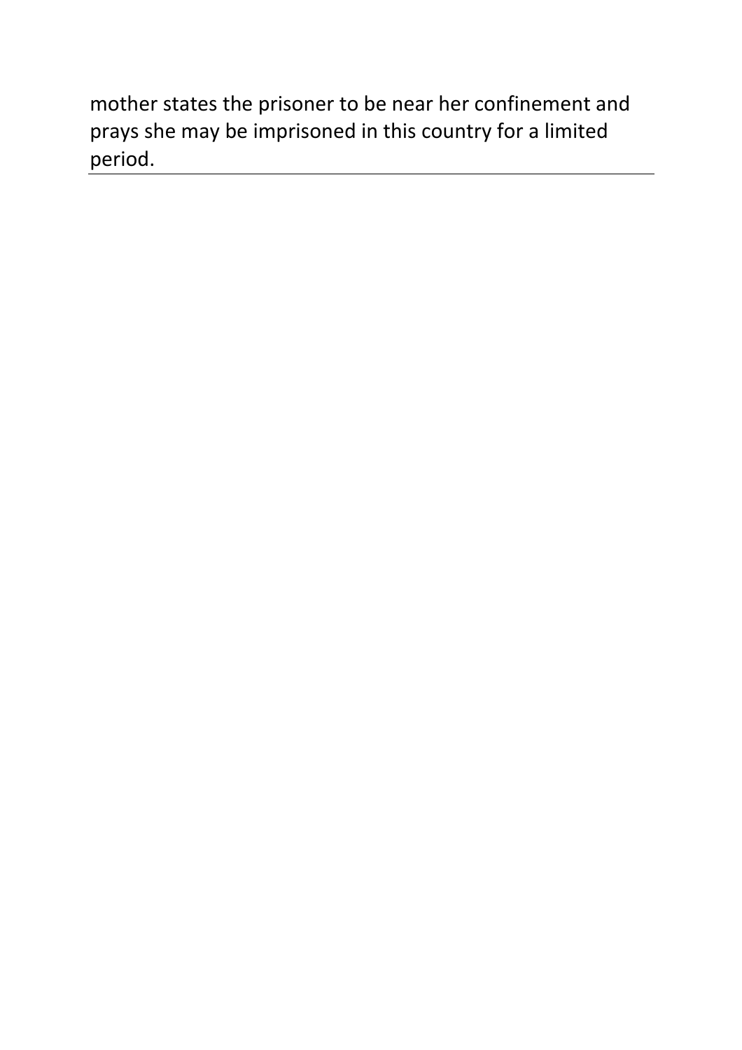mother states the prisoner to be near her confinement and prays she may be imprisoned in this country for a limited period.

---